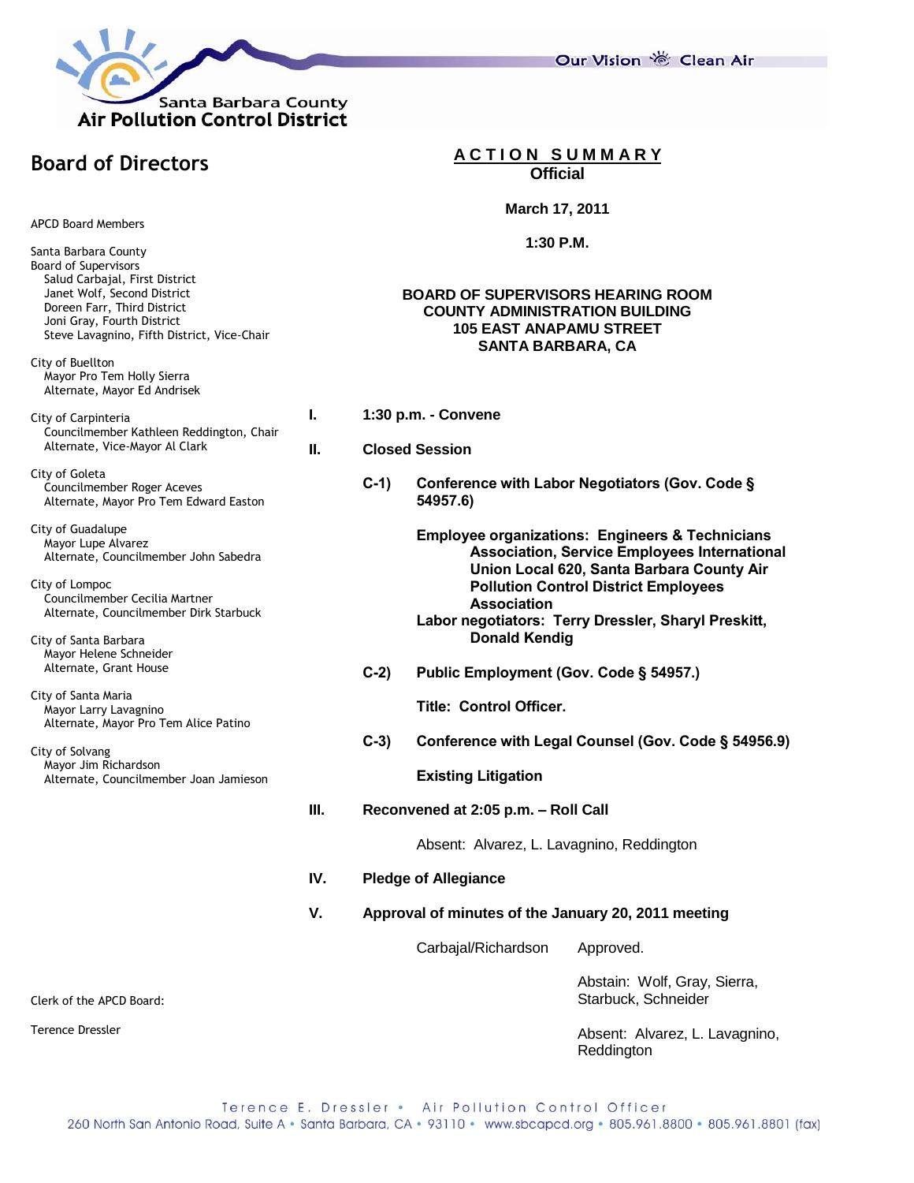Santa Barbara County
Air Pollution Control District

Our Vision Clean Air

# Board of Directors

APCD Board Members

Santa Barbara County
Board of Supervisors
- Salud Carbajal, First District
- Janet Wolf, Second District
- Doreen Farr, Third District
- Joni Gray, Fourth District
- Steve Lavagnino, Fifth District, Vice-Chair

City of Buellton
- Mayor Pro Tem Holly Sierra
- Alternate, Mayor Ed Andrisek

City of Carpinteria
- Councilmember Kathleen Reddington, Chair
- Alternate, Vice-Mayor Al Clark

City of Goleta
- Councilmember Roger Aceves
- Alternate, Mayor Pro Tem Edward Easton

City of Guadalupe
- Mayor Lupe Alvarez
- Alternate, Councilmember John Sabedra

City of Lompoc
- Councilmember Cecilia Martner
- Alternate, Councilmember Dirk Starbuck

City of Santa Barbara
- Mayor Helene Schneider
- Alternate, Grant House

City of Santa Maria
- Mayor Larry Lavagnino
- Alternate, Mayor Pro Tem Alice Patino

City of Solvang
- Mayor Jim Richardson
- Alternate, Councilmember Joan Jamieson

Clerk of the APCD Board:

Terence Dressler

## ACTION SUMMARY
**Official**

**March 17, 2011**

**1:30 P.M.**

**BOARD OF SUPERVISORS HEARING ROOM**
**COUNTY ADMINISTRATION BUILDING**
**105 EAST ANAPAMU STREET**
**SANTA BARBARA, CA**

**I. 1:30 p.m. - Convene**

**II. Closed Session**

**C-1) Conference with Labor Negotiators (Gov. Code § 54957.6)**

**Employee organizations: Engineers & Technicians Association, Service Employees International Union Local 620, Santa Barbara County Air Pollution Control District Employees Association**
**Labor negotiators: Terry Dressler, Sharyl Preskitt, Donald Kendig**

**C-2) Public Employment (Gov. Code § 54957.)**

**Title: Control Officer.**

**C-3) Conference with Legal Counsel (Gov. Code § 54956.9)**

**Existing Litigation**

**III. Reconvened at 2:05 p.m. – Roll Call**

Absent: Alvarez, L. Lavagnino, Reddington

**IV. Pledge of Allegiance**

**V. Approval of minutes of the January 20, 2011 meeting**

Carbajal/Richardson — Approved.

Abstain: Wolf, Gray, Sierra, Starbuck, Schneider

Absent: Alvarez, L. Lavagnino, Reddington

Terence E. Dressler • Air Pollution Control Officer
260 North San Antonio Road, Suite A • Santa Barbara, CA • 93110 • www.sbcapcd.org • 805.961.8800 • 805.961.8801 (fax)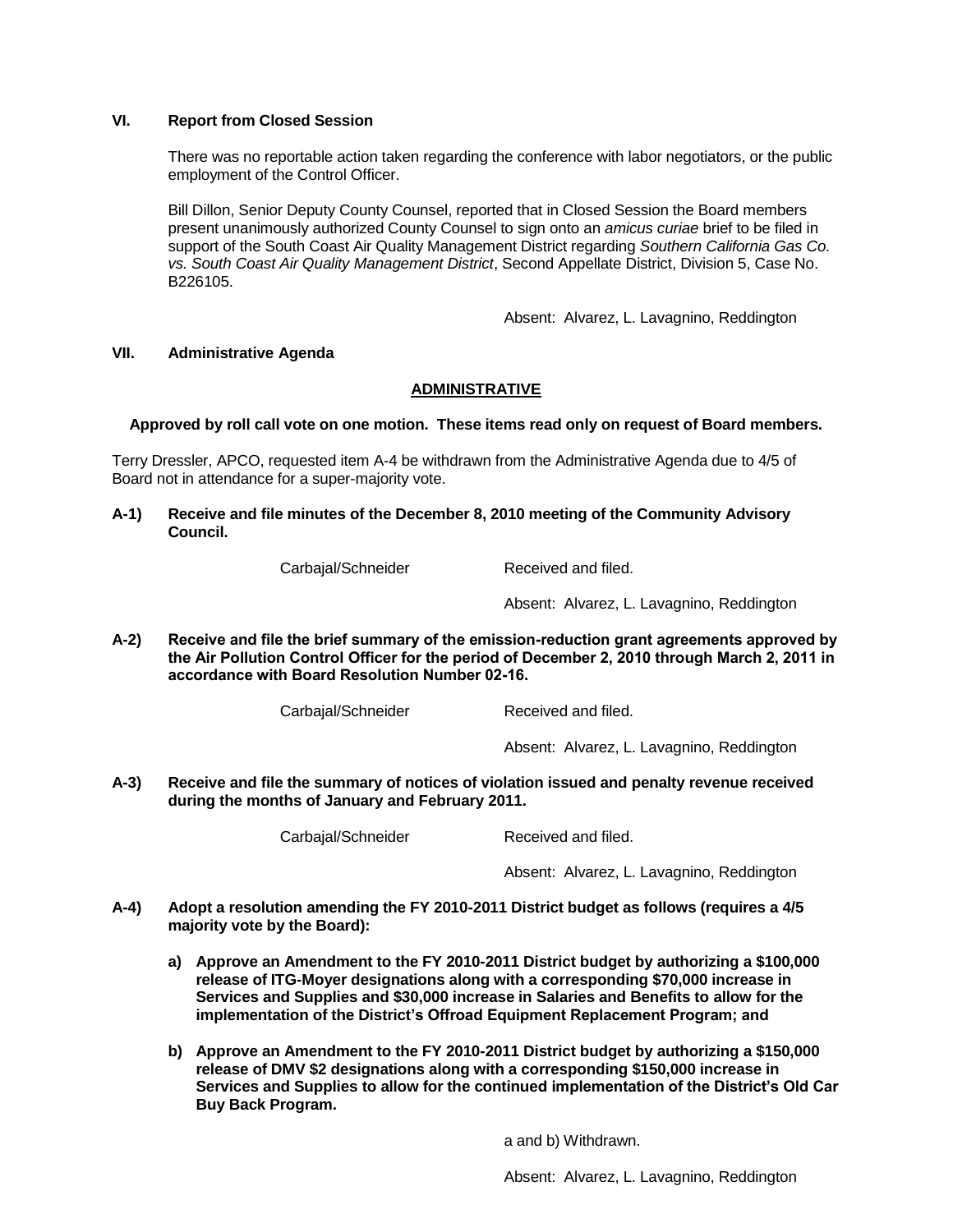## VI. Report from Closed Session

There was no reportable action taken regarding the conference with labor negotiators, or the public employment of the Control Officer.

Bill Dillon, Senior Deputy County Counsel, reported that in Closed Session the Board members present unanimously authorized County Counsel to sign onto an *amicus curiae* brief to be filed in support of the South Coast Air Quality Management District regarding *Southern California Gas Co. vs. South Coast Air Quality Management District*, Second Appellate District, Division 5, Case No. B226105.

Absent: Alvarez, L. Lavagnino, Reddington

## VII. Administrative Agenda

### ADMINISTRATIVE

**Approved by roll call vote on one motion. These items read only on request of Board members.**

Terry Dressler, APCO, requested item A-4 be withdrawn from the Administrative Agenda due to 4/5 of Board not in attendance for a super-majority vote.

**A-1) Receive and file minutes of the December 8, 2010 meeting of the Community Advisory Council.**

Carbajal/Schneider — Received and filed.

Absent: Alvarez, L. Lavagnino, Reddington

**A-2) Receive and file the brief summary of the emission-reduction grant agreements approved by the Air Pollution Control Officer for the period of December 2, 2010 through March 2, 2011 in accordance with Board Resolution Number 02-16.**

Carbajal/Schneider — Received and filed.

Absent: Alvarez, L. Lavagnino, Reddington

**A-3) Receive and file the summary of notices of violation issued and penalty revenue received during the months of January and February 2011.**

Carbajal/Schneider — Received and filed.

Absent: Alvarez, L. Lavagnino, Reddington

**A-4) Adopt a resolution amending the FY 2010-2011 District budget as follows (requires a 4/5 majority vote by the Board):**

**a) Approve an Amendment to the FY 2010-2011 District budget by authorizing a $100,000 release of ITG-Moyer designations along with a corresponding $70,000 increase in Services and Supplies and $30,000 increase in Salaries and Benefits to allow for the implementation of the District's Offroad Equipment Replacement Program; and**

**b) Approve an Amendment to the FY 2010-2011 District budget by authorizing a $150,000 release of DMV $2 designations along with a corresponding $150,000 increase in Services and Supplies to allow for the continued implementation of the District's Old Car Buy Back Program.**

a and b) Withdrawn.

Absent: Alvarez, L. Lavagnino, Reddington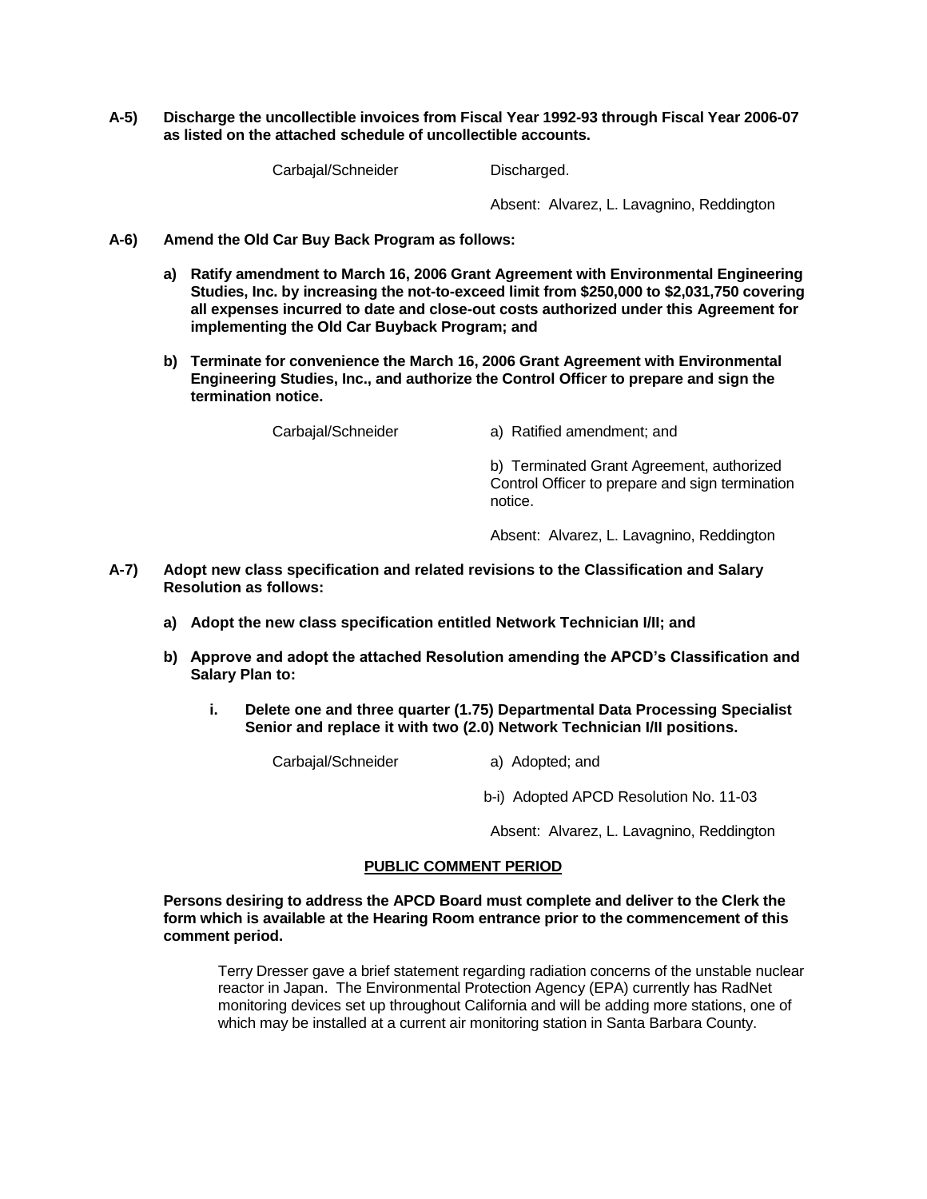**A-5) Discharge the uncollectible invoices from Fiscal Year 1992-93 through Fiscal Year 2006-07 as listed on the attached schedule of uncollectible accounts.**

Carbajal/Schneider — Discharged.

Absent: Alvarez, L. Lavagnino, Reddington

**A-6) Amend the Old Car Buy Back Program as follows:**

**a) Ratify amendment to March 16, 2006 Grant Agreement with Environmental Engineering Studies, Inc. by increasing the not-to-exceed limit from $250,000 to $2,031,750 covering all expenses incurred to date and close-out costs authorized under this Agreement for implementing the Old Car Buyback Program; and**

**b) Terminate for convenience the March 16, 2006 Grant Agreement with Environmental Engineering Studies, Inc., and authorize the Control Officer to prepare and sign the termination notice.**

Carbajal/Schneider — a) Ratified amendment; and

b) Terminated Grant Agreement, authorized Control Officer to prepare and sign termination notice.

Absent: Alvarez, L. Lavagnino, Reddington

**A-7) Adopt new class specification and related revisions to the Classification and Salary Resolution as follows:**

**a) Adopt the new class specification entitled Network Technician I/II; and**

**b) Approve and adopt the attached Resolution amending the APCD's Classification and Salary Plan to:**

**i. Delete one and three quarter (1.75) Departmental Data Processing Specialist Senior and replace it with two (2.0) Network Technician I/II positions.**

Carbajal/Schneider — a) Adopted; and

b-i) Adopted APCD Resolution No. 11-03

Absent: Alvarez, L. Lavagnino, Reddington

## PUBLIC COMMENT PERIOD

**Persons desiring to address the APCD Board must complete and deliver to the Clerk the form which is available at the Hearing Room entrance prior to the commencement of this comment period.**

Terry Dresser gave a brief statement regarding radiation concerns of the unstable nuclear reactor in Japan. The Environmental Protection Agency (EPA) currently has RadNet monitoring devices set up throughout California and will be adding more stations, one of which may be installed at a current air monitoring station in Santa Barbara County.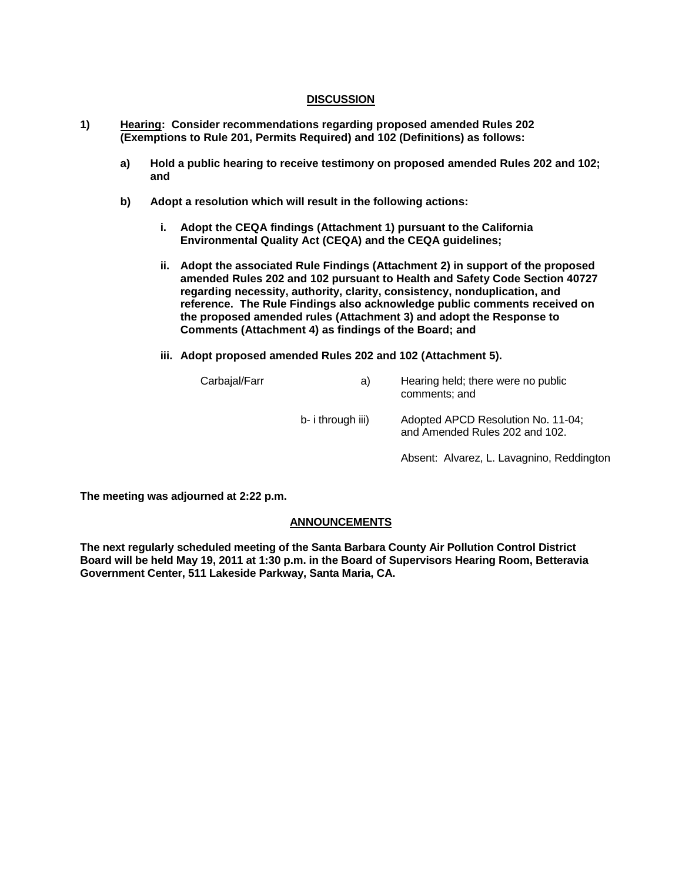## DISCUSSION

**1) Hearing: Consider recommendations regarding proposed amended Rules 202 (Exemptions to Rule 201, Permits Required) and 102 (Definitions) as follows:**

**a) Hold a public hearing to receive testimony on proposed amended Rules 202 and 102; and**

**b) Adopt a resolution which will result in the following actions:**

**i. Adopt the CEQA findings (Attachment 1) pursuant to the California Environmental Quality Act (CEQA) and the CEQA guidelines;**

**ii. Adopt the associated Rule Findings (Attachment 2) in support of the proposed amended Rules 202 and 102 pursuant to Health and Safety Code Section 40727 regarding necessity, authority, clarity, consistency, nonduplication, and reference. The Rule Findings also acknowledge public comments received on the proposed amended rules (Attachment 3) and adopt the Response to Comments (Attachment 4) as findings of the Board; and**

**iii. Adopt proposed amended Rules 202 and 102 (Attachment 5).**

| | | |
|---|---|---|
| Carbajal/Farr | a) | Hearing held; there were no public comments; and |
| | b- i through iii) | Adopted APCD Resolution No. 11-04; and Amended Rules 202 and 102. |
| | | Absent: Alvarez, L. Lavagnino, Reddington |

**The meeting was adjourned at 2:22 p.m.**

## ANNOUNCEMENTS

**The next regularly scheduled meeting of the Santa Barbara County Air Pollution Control District Board will be held May 19, 2011 at 1:30 p.m. in the Board of Supervisors Hearing Room, Betteravia Government Center, 511 Lakeside Parkway, Santa Maria, CA.**